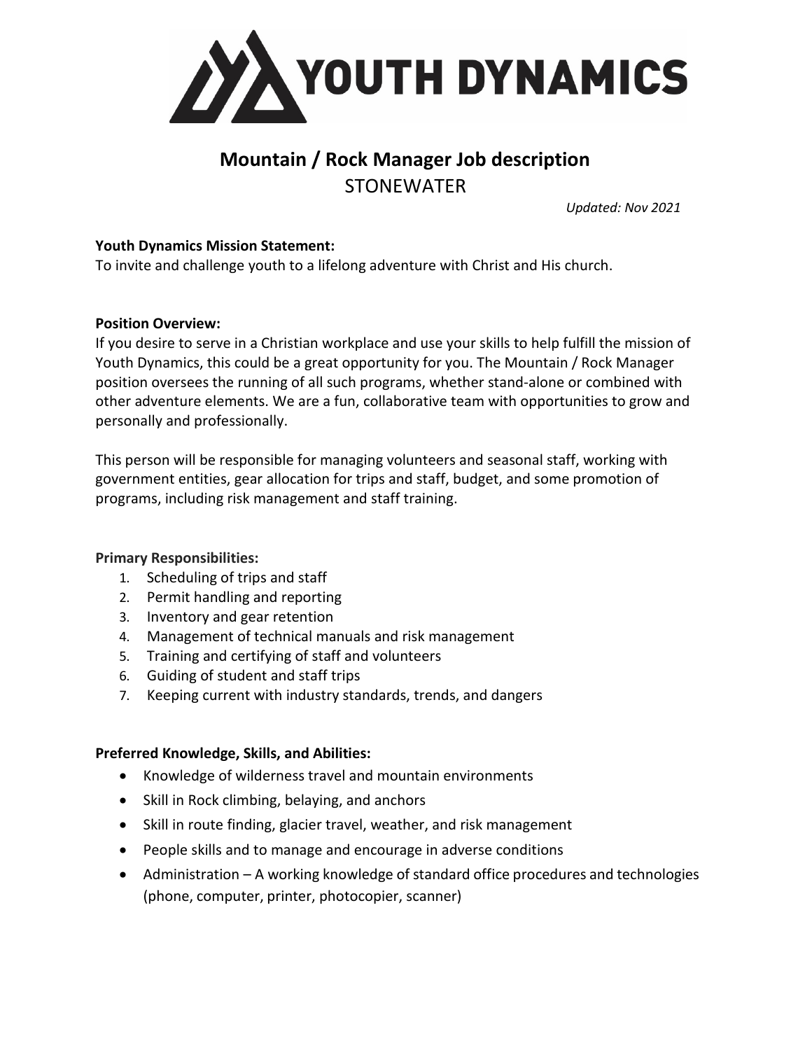YOUTH DYNAMICS

# Mountain / Rock Manager Job description

## STONEWATER

*Updated: Nov 2021*

**Youth Dynamics Mission Statement:**
To invite and challenge youth to a lifelong adventure with Christ and His church.

**Position Overview:**
If you desire to serve in a Christian workplace and use your skills to help fulfill the mission of Youth Dynamics, this could be a great opportunity for you. The Mountain / Rock Manager position oversees the running of all such programs, whether stand-alone or combined with other adventure elements. We are a fun, collaborative team with opportunities to grow and personally and professionally.

This person will be responsible for managing volunteers and seasonal staff, working with government entities, gear allocation for trips and staff, budget, and some promotion of programs, including risk management and staff training.

**Primary Responsibilities:**

1. Scheduling of trips and staff
2. Permit handling and reporting
3. Inventory and gear retention
4. Management of technical manuals and risk management
5. Training and certifying of staff and volunteers
6. Guiding of student and staff trips
7. Keeping current with industry standards, trends, and dangers

**Preferred Knowledge, Skills, and Abilities:**

- Knowledge of wilderness travel and mountain environments
- Skill in Rock climbing, belaying, and anchors
- Skill in route finding, glacier travel, weather, and risk management
- People skills and to manage and encourage in adverse conditions
- Administration – A working knowledge of standard office procedures and technologies (phone, computer, printer, photocopier, scanner)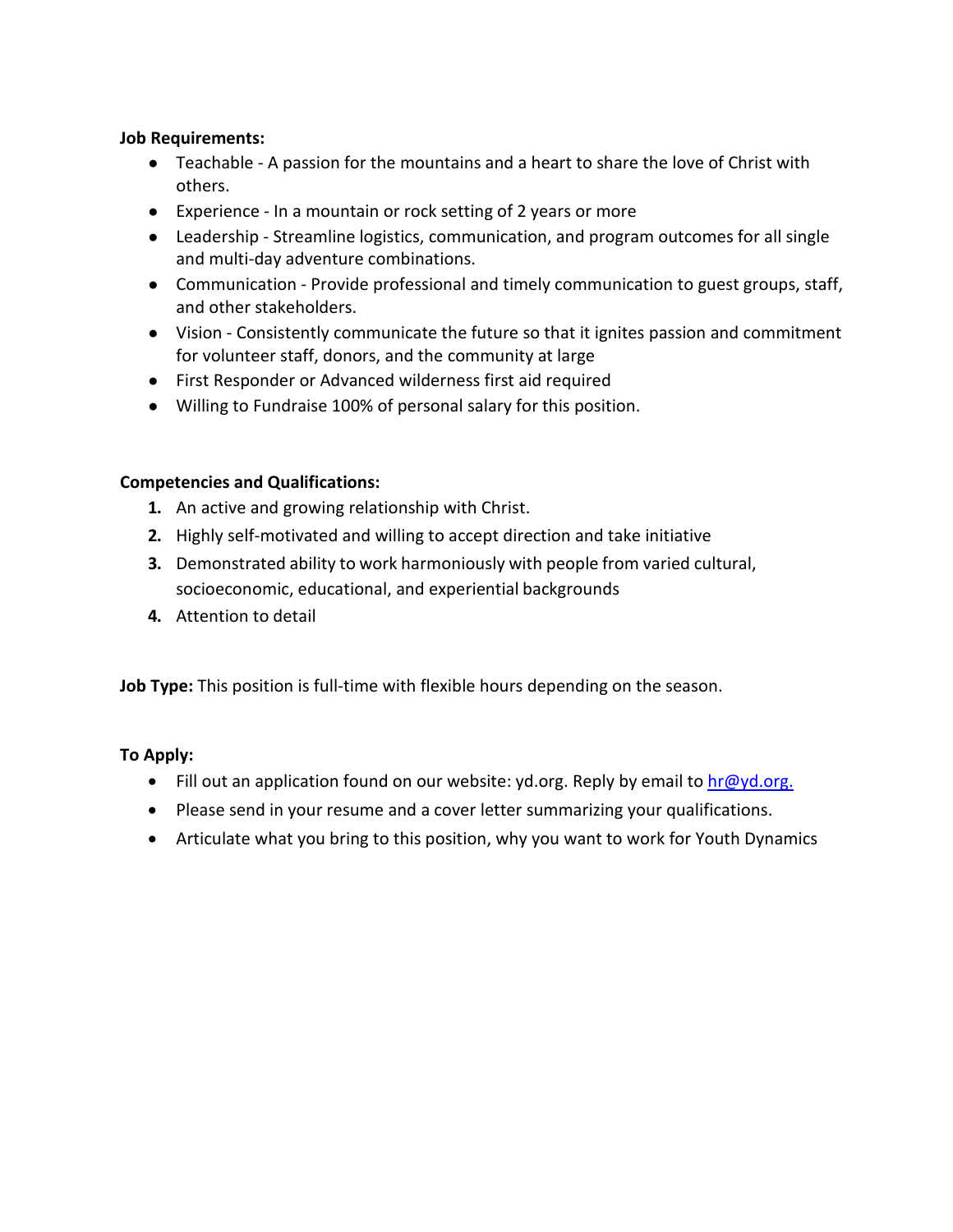**Job Requirements:**

- Teachable - A passion for the mountains and a heart to share the love of Christ with others.
- Experience - In a mountain or rock setting of 2 years or more
- Leadership - Streamline logistics, communication, and program outcomes for all single and multi-day adventure combinations.
- Communication - Provide professional and timely communication to guest groups, staff, and other stakeholders.
- Vision - Consistently communicate the future so that it ignites passion and commitment for volunteer staff, donors, and the community at large
- First Responder or Advanced wilderness first aid required
- Willing to Fundraise 100% of personal salary for this position.

**Competencies and Qualifications:**

1. An active and growing relationship with Christ.
2. Highly self-motivated and willing to accept direction and take initiative
3. Demonstrated ability to work harmoniously with people from varied cultural, socioeconomic, educational, and experiential backgrounds
4. Attention to detail

**Job Type:** This position is full-time with flexible hours depending on the season.

**To Apply:**

- Fill out an application found on our website: yd.org. Reply by email to hr@yd.org.
- Please send in your resume and a cover letter summarizing your qualifications.
- Articulate what you bring to this position, why you want to work for Youth Dynamics